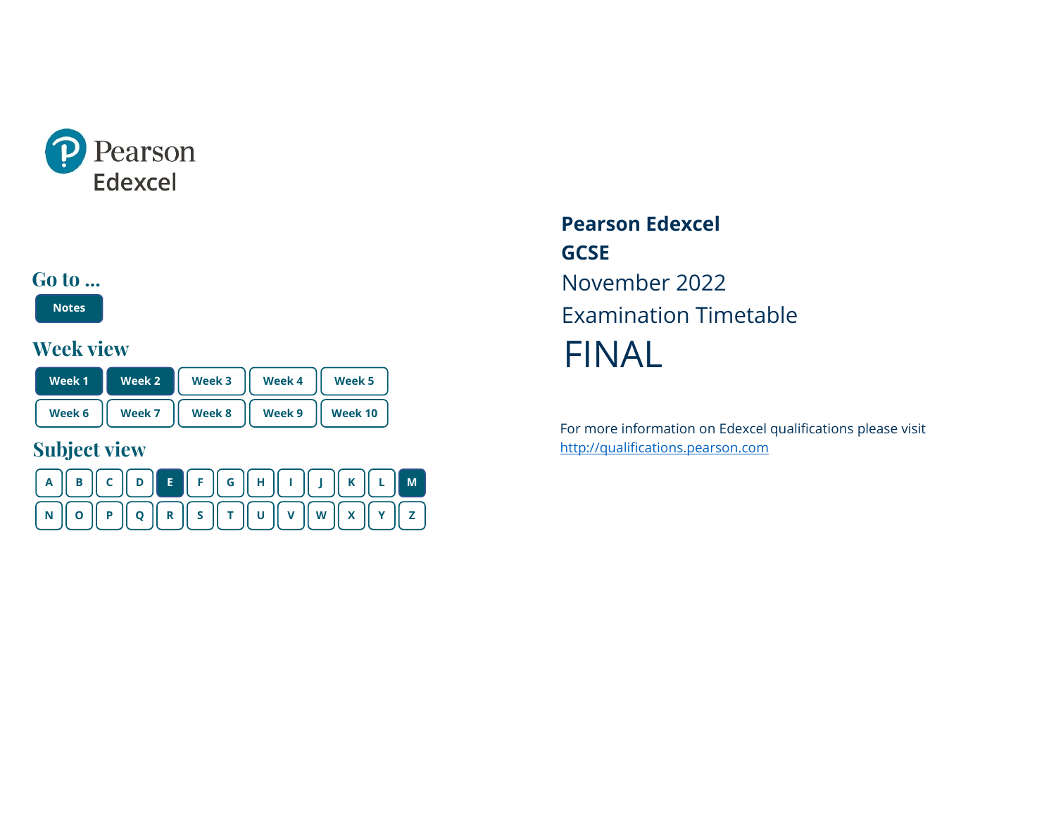Pearson Edexcel

## Go to ...

Notes

## Week view

| Week 1 | Week 2 | Week 3 | Week 4 | Week 5 |
|---|---|---|---|---|
| Week 6 | Week 7 | Week 8 | Week 9 | Week 10 |

## Subject view

| A | B | C | D | E | F | G | H | I | J | K | L | M |
|---|---|---|---|---|---|---|---|---|---|---|---|---|
| N | O | P | Q | R | S | T | U | V | W | X | Y | Z |

**Pearson Edexcel**

**GCSE**

November 2022

Examination Timetable

# FINAL

For more information on Edexcel qualifications please visit http://qualifications.pearson.com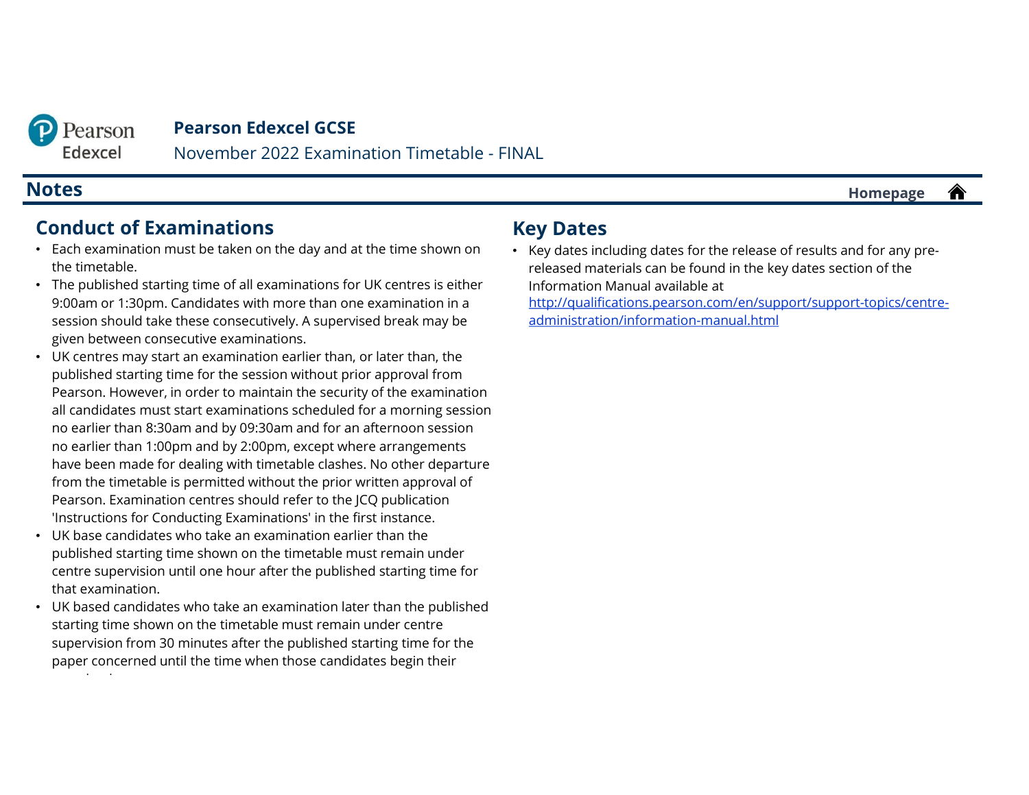# Pearson Edexcel GCSE

November 2022 Examination Timetable - FINAL

## Notes

Homepage

### Conduct of Examinations

- Each examination must be taken on the day and at the time shown on the timetable.
- The published starting time of all examinations for UK centres is either 9:00am or 1:30pm. Candidates with more than one examination in a session should take these consecutively. A supervised break may be given between consecutive examinations.
- UK centres may start an examination earlier than, or later than, the published starting time for the session without prior approval from Pearson. However, in order to maintain the security of the examination all candidates must start examinations scheduled for a morning session no earlier than 8:30am and by 09:30am and for an afternoon session no earlier than 1:00pm and by 2:00pm, except where arrangements have been made for dealing with timetable clashes. No other departure from the timetable is permitted without the prior written approval of Pearson. Examination centres should refer to the JCQ publication 'Instructions for Conducting Examinations' in the first instance.
- UK base candidates who take an examination earlier than the published starting time shown on the timetable must remain under centre supervision until one hour after the published starting time for that examination.
- UK based candidates who take an examination later than the published starting time shown on the timetable must remain under centre supervision from 30 minutes after the published starting time for the paper concerned until the time when those candidates begin their

### Key Dates

- Key dates including dates for the release of results and for any pre-released materials can be found in the key dates section of the Information Manual available at http://qualifications.pearson.com/en/support/support-topics/centre-administration/information-manual.html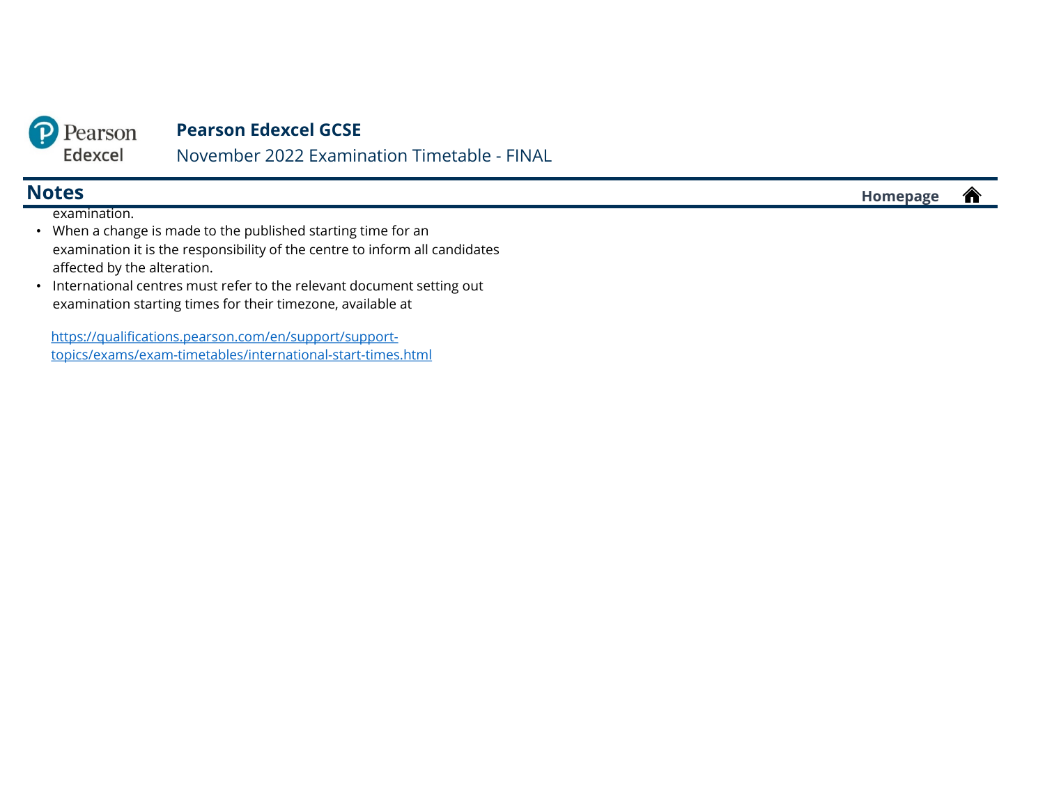## Notes

examination.

- When a change is made to the published starting time for an examination it is the responsibility of the centre to inform all candidates affected by the alteration.
- International centres must refer to the relevant document setting out examination starting times for their timezone, available at

https://qualifications.pearson.com/en/support/support-topics/exams/exam-timetables/international-start-times.html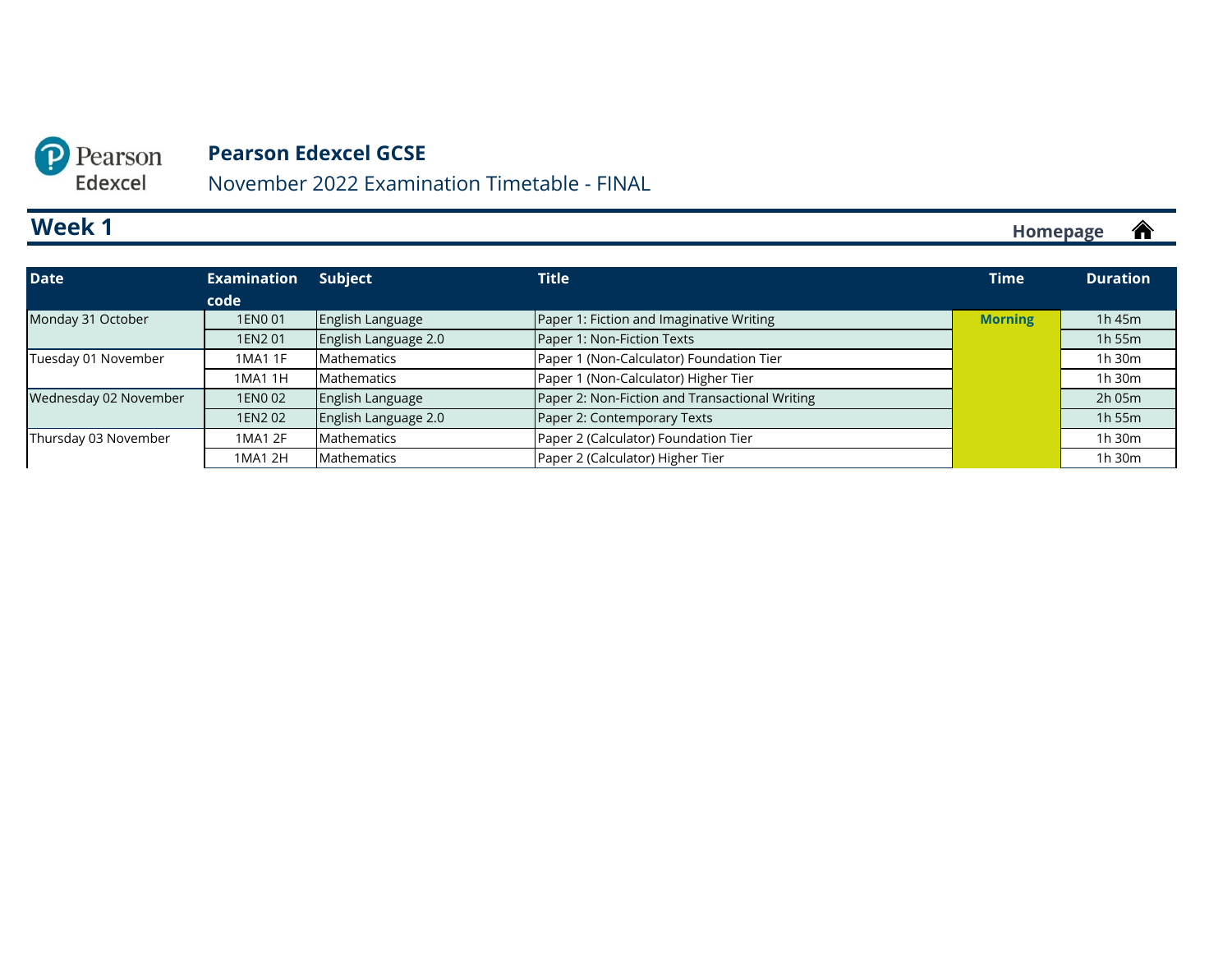# Pearson Edexcel GCSE

November 2022 Examination Timetable - FINAL

## Week 1

Homepage

| Date | Examination code | Subject | Title | Time | Duration |
|---|---|---|---|---|---|
| Monday 31 October | 1EN0 01 | English Language | Paper 1: Fiction and Imaginative Writing | Morning | 1h 45m |
| | 1EN2 01 | English Language 2.0 | Paper 1: Non-Fiction Texts | | 1h 55m |
| Tuesday 01 November | 1MA1 1F | Mathematics | Paper 1 (Non-Calculator) Foundation Tier | | 1h 30m |
| | 1MA1 1H | Mathematics | Paper 1 (Non-Calculator) Higher Tier | | 1h 30m |
| Wednesday 02 November | 1EN0 02 | English Language | Paper 2: Non-Fiction and Transactional Writing | | 2h 05m |
| | 1EN2 02 | English Language 2.0 | Paper 2: Contemporary Texts | | 1h 55m |
| Thursday 03 November | 1MA1 2F | Mathematics | Paper 2 (Calculator) Foundation Tier | | 1h 30m |
| | 1MA1 2H | Mathematics | Paper 2 (Calculator) Higher Tier | | 1h 30m |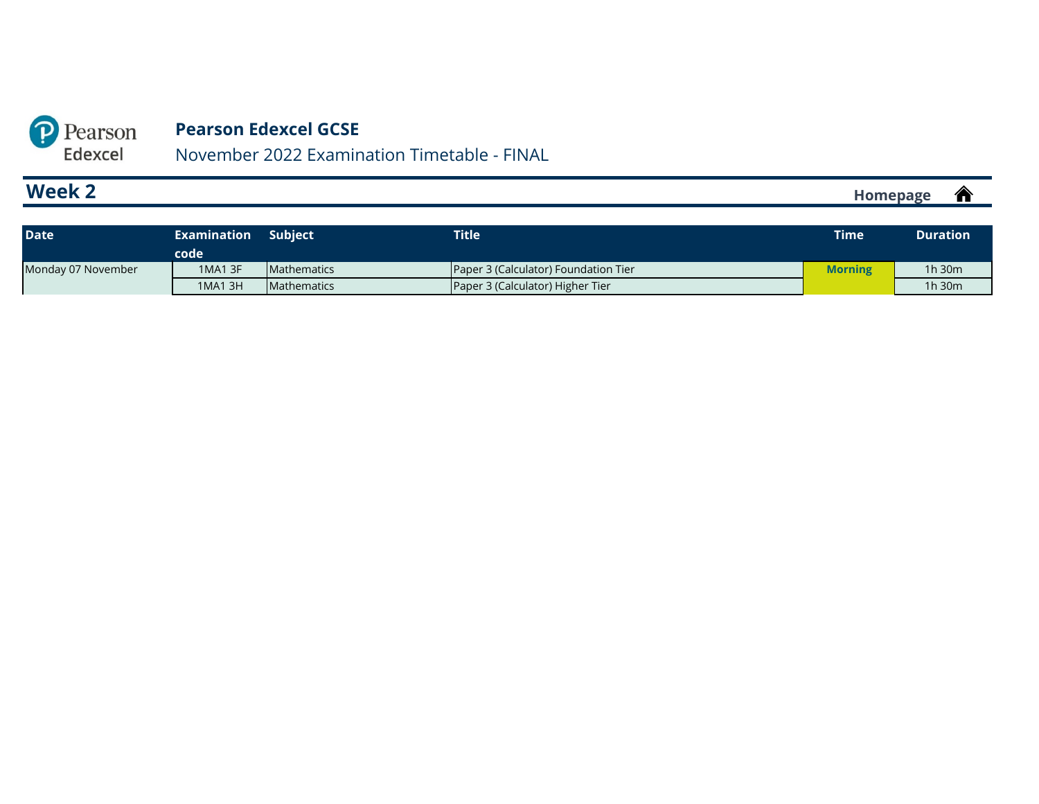Pearson Edexcel

# Pearson Edexcel GCSE

November 2022 Examination Timetable - FINAL

## Week 2

Homepage

| Date | Examination code | Subject | Title | Time | Duration |
|---|---|---|---|---|---|
| Monday 07 November | 1MA1 3F | Mathematics | Paper 3 (Calculator) Foundation Tier | Morning | 1h 30m |
| | 1MA1 3H | Mathematics | Paper 3 (Calculator) Higher Tier | | 1h 30m |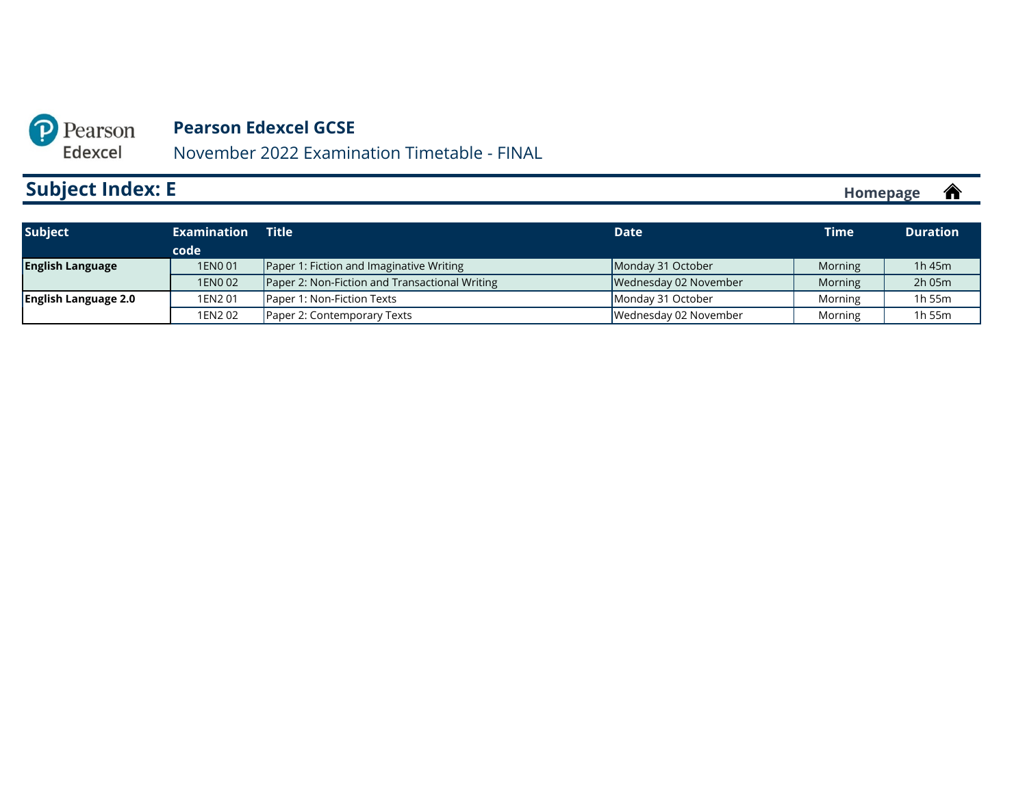**Pearson Edexcel GCSE**

November 2022 Examination Timetable - FINAL

## Subject Index: E

Homepage

| Subject | Examination code | Title | Date | Time | Duration |
|---|---|---|---|---|---|
| **English Language** | 1EN0 01 | Paper 1: Fiction and Imaginative Writing | Monday 31 October | Morning | 1h 45m |
| | 1EN0 02 | Paper 2: Non-Fiction and Transactional Writing | Wednesday 02 November | Morning | 2h 05m |
| **English Language 2.0** | 1EN2 01 | Paper 1: Non-Fiction Texts | Monday 31 October | Morning | 1h 55m |
| | 1EN2 02 | Paper 2: Contemporary Texts | Wednesday 02 November | Morning | 1h 55m |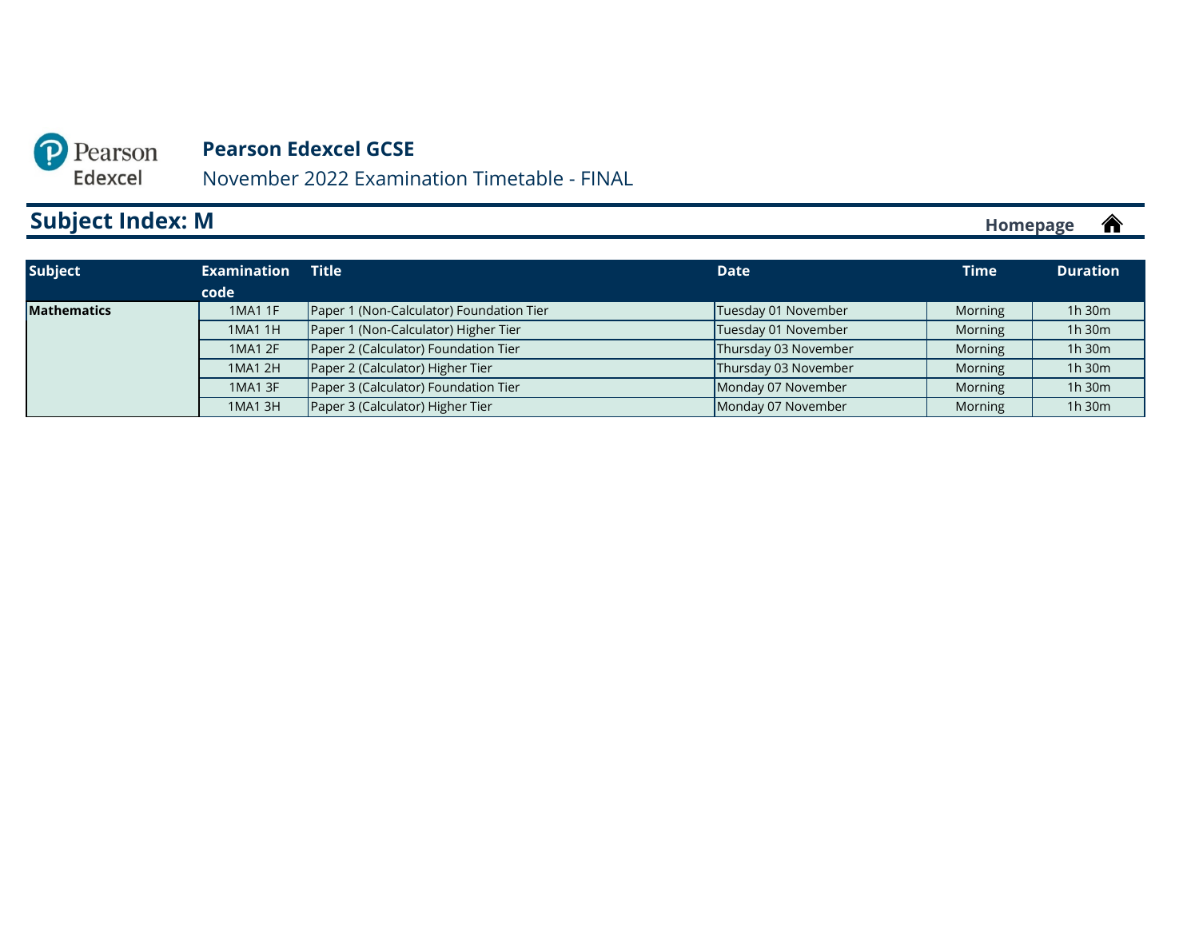Pearson Edexcel

**Pearson Edexcel GCSE**

November 2022 Examination Timetable - FINAL

## Subject Index: M

**Homepage**

| Subject | Examination code | Title | Date | Time | Duration |
|---|---|---|---|---|---|
| **Mathematics** | 1MA1 1F | Paper 1 (Non-Calculator) Foundation Tier | Tuesday 01 November | Morning | 1h 30m |
| | 1MA1 1H | Paper 1 (Non-Calculator) Higher Tier | Tuesday 01 November | Morning | 1h 30m |
| | 1MA1 2F | Paper 2 (Calculator) Foundation Tier | Thursday 03 November | Morning | 1h 30m |
| | 1MA1 2H | Paper 2 (Calculator) Higher Tier | Thursday 03 November | Morning | 1h 30m |
| | 1MA1 3F | Paper 3 (Calculator) Foundation Tier | Monday 07 November | Morning | 1h 30m |
| | 1MA1 3H | Paper 3 (Calculator) Higher Tier | Monday 07 November | Morning | 1h 30m |